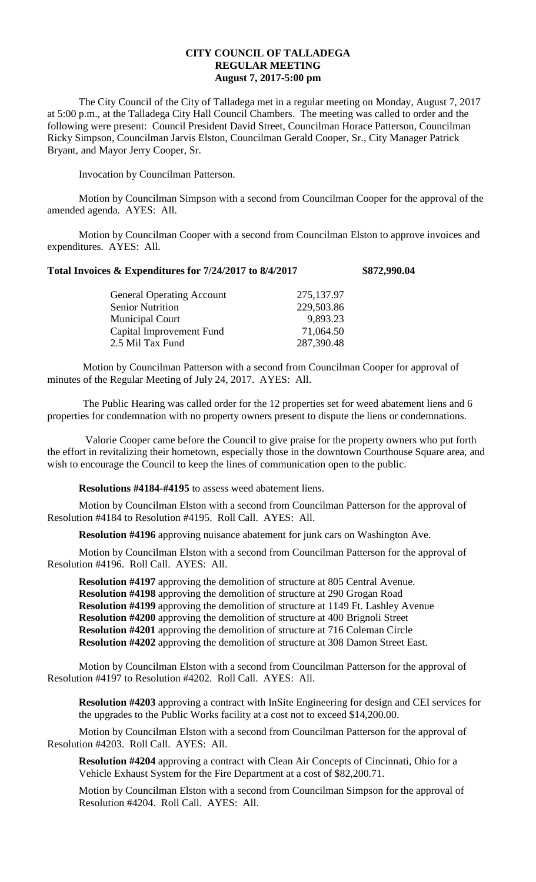# CITY COUNCIL OF TALLADEGA
## REGULAR MEETING
### August 7, 2017-5:00 pm

The City Council of the City of Talladega met in a regular meeting on Monday, August 7, 2017 at 5:00 p.m., at the Talladega City Hall Council Chambers. The meeting was called to order and the following were present: Council President David Street, Councilman Horace Patterson, Councilman Ricky Simpson, Councilman Jarvis Elston, Councilman Gerald Cooper, Sr., City Manager Patrick Bryant, and Mayor Jerry Cooper, Sr.

Invocation by Councilman Patterson.

Motion by Councilman Simpson with a second from Councilman Cooper for the approval of the amended agenda. AYES: All.

Motion by Councilman Cooper with a second from Councilman Elston to approve invoices and expenditures. AYES: All.

**Total Invoices & Expenditures for 7/24/2017 to 8/4/2017 $872,990.04**

| | |
|---|---|
| General Operating Account | 275,137.97 |
| Senior Nutrition | 229,503.86 |
| Municipal Court | 9,893.23 |
| Capital Improvement Fund | 71,064.50 |
| 2.5 Mil Tax Fund | 287,390.48 |

Motion by Councilman Patterson with a second from Councilman Cooper for approval of minutes of the Regular Meeting of July 24, 2017. AYES: All.

The Public Hearing was called order for the 12 properties set for weed abatement liens and 6 properties for condemnation with no property owners present to dispute the liens or condemnations.

Valorie Cooper came before the Council to give praise for the property owners who put forth the effort in revitalizing their hometown, especially those in the downtown Courthouse Square area, and wish to encourage the Council to keep the lines of communication open to the public.

**Resolutions #4184-#4195** to assess weed abatement liens.

Motion by Councilman Elston with a second from Councilman Patterson for the approval of Resolution #4184 to Resolution #4195. Roll Call. AYES: All.

**Resolution #4196** approving nuisance abatement for junk cars on Washington Ave.

Motion by Councilman Elston with a second from Councilman Patterson for the approval of Resolution #4196. Roll Call. AYES: All.

**Resolution #4197** approving the demolition of structure at 805 Central Avenue.
**Resolution #4198** approving the demolition of structure at 290 Grogan Road
**Resolution #4199** approving the demolition of structure at 1149 Ft. Lashley Avenue
**Resolution #4200** approving the demolition of structure at 400 Brignoli Street
**Resolution #4201** approving the demolition of structure at 716 Coleman Circle
**Resolution #4202** approving the demolition of structure at 308 Damon Street East.

Motion by Councilman Elston with a second from Councilman Patterson for the approval of Resolution #4197 to Resolution #4202. Roll Call. AYES: All.

**Resolution #4203** approving a contract with InSite Engineering for design and CEI services for the upgrades to the Public Works facility at a cost not to exceed $14,200.00.

Motion by Councilman Elston with a second from Councilman Patterson for the approval of Resolution #4203. Roll Call. AYES: All.

**Resolution #4204** approving a contract with Clean Air Concepts of Cincinnati, Ohio for a Vehicle Exhaust System for the Fire Department at a cost of $82,200.71.

Motion by Councilman Elston with a second from Councilman Simpson for the approval of Resolution #4204. Roll Call. AYES: All.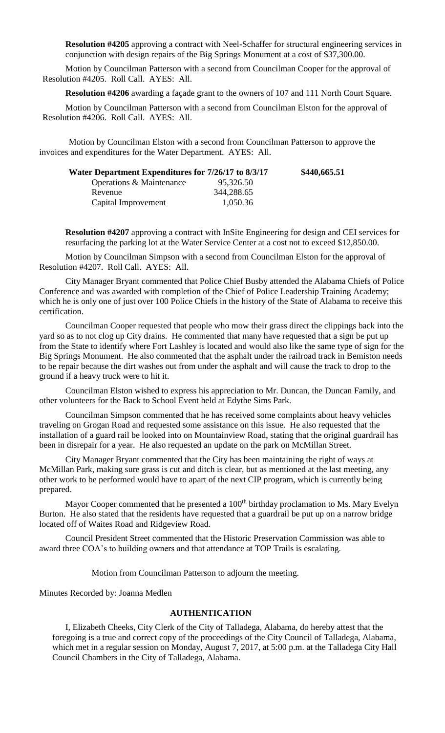**Resolution #4205** approving a contract with Neel-Schaffer for structural engineering services in conjunction with design repairs of the Big Springs Monument at a cost of $37,300.00.

Motion by Councilman Patterson with a second from Councilman Cooper for the approval of Resolution #4205. Roll Call. AYES: All.

**Resolution #4206** awarding a façade grant to the owners of 107 and 111 North Court Square.

Motion by Councilman Patterson with a second from Councilman Elston for the approval of Resolution #4206. Roll Call. AYES: All.

Motion by Councilman Elston with a second from Councilman Patterson to approve the invoices and expenditures for the Water Department. AYES: All.

| **Water Department Expenditures for 7/26/17 to 8/3/17** | | **$440,665.51** |
|---|---|---|
| Operations & Maintenance | 95,326.50 | |
| Revenue | 344,288.65 | |
| Capital Improvement | 1,050.36 | |

**Resolution #4207** approving a contract with InSite Engineering for design and CEI services for resurfacing the parking lot at the Water Service Center at a cost not to exceed $12,850.00.

Motion by Councilman Simpson with a second from Councilman Elston for the approval of Resolution #4207. Roll Call. AYES: All.

City Manager Bryant commented that Police Chief Busby attended the Alabama Chiefs of Police Conference and was awarded with completion of the Chief of Police Leadership Training Academy; which he is only one of just over 100 Police Chiefs in the history of the State of Alabama to receive this certification.

Councilman Cooper requested that people who mow their grass direct the clippings back into the yard so as to not clog up City drains. He commented that many have requested that a sign be put up from the State to identify where Fort Lashley is located and would also like the same type of sign for the Big Springs Monument. He also commented that the asphalt under the railroad track in Bemiston needs to be repair because the dirt washes out from under the asphalt and will cause the track to drop to the ground if a heavy truck were to hit it.

Councilman Elston wished to express his appreciation to Mr. Duncan, the Duncan Family, and other volunteers for the Back to School Event held at Edythe Sims Park.

Councilman Simpson commented that he has received some complaints about heavy vehicles traveling on Grogan Road and requested some assistance on this issue. He also requested that the installation of a guard rail be looked into on Mountainview Road, stating that the original guardrail has been in disrepair for a year. He also requested an update on the park on McMillan Street.

City Manager Bryant commented that the City has been maintaining the right of ways at McMillan Park, making sure grass is cut and ditch is clear, but as mentioned at the last meeting, any other work to be performed would have to apart of the next CIP program, which is currently being prepared.

Mayor Cooper commented that he presented a 100th birthday proclamation to Ms. Mary Evelyn Burton. He also stated that the residents have requested that a guardrail be put up on a narrow bridge located off of Waites Road and Ridgeview Road.

Council President Street commented that the Historic Preservation Commission was able to award three COA's to building owners and that attendance at TOP Trails is escalating.

Motion from Councilman Patterson to adjourn the meeting.

Minutes Recorded by: Joanna Medlen

## AUTHENTICATION

I, Elizabeth Cheeks, City Clerk of the City of Talladega, Alabama, do hereby attest that the foregoing is a true and correct copy of the proceedings of the City Council of Talladega, Alabama, which met in a regular session on Monday, August 7, 2017, at 5:00 p.m. at the Talladega City Hall Council Chambers in the City of Talladega, Alabama.